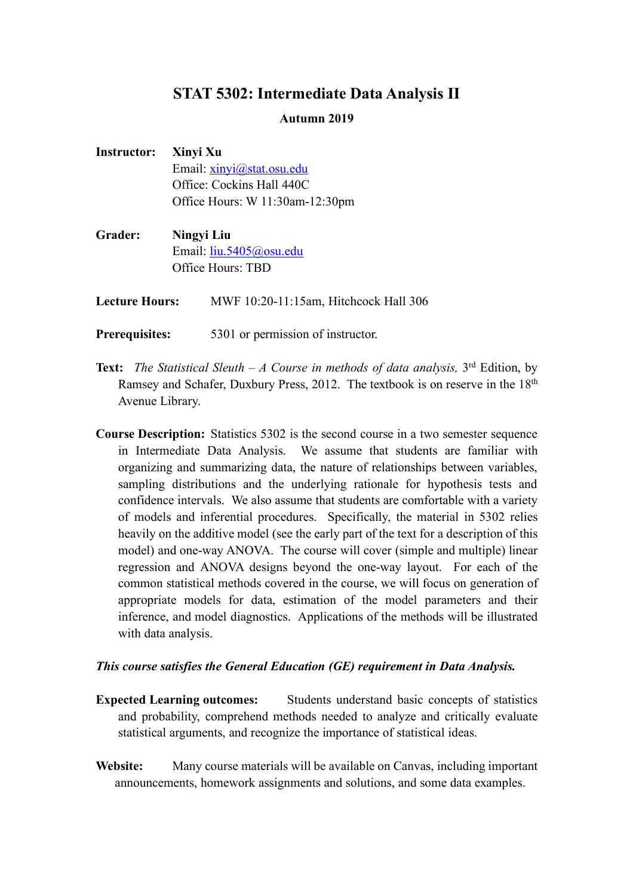# STAT 5302: Intermediate Data Analysis II

**Autumn 2019**

**Instructor:** **Xinyi Xu**
Email: xinyi@stat.osu.edu
Office: Cockins Hall 440C
Office Hours: W 11:30am-12:30pm

**Grader:** **Ningyi Liu**
Email: liu.5405@osu.edu
Office Hours: TBD

**Lecture Hours:** MWF 10:20-11:15am, Hitchcock Hall 306

**Prerequisites:** 5301 or permission of instructor.

**Text:** *The Statistical Sleuth – A Course in methods of data analysis,* 3rd Edition, by Ramsey and Schafer, Duxbury Press, 2012. The textbook is on reserve in the 18th Avenue Library.

**Course Description:** Statistics 5302 is the second course in a two semester sequence in Intermediate Data Analysis. We assume that students are familiar with organizing and summarizing data, the nature of relationships between variables, sampling distributions and the underlying rationale for hypothesis tests and confidence intervals. We also assume that students are comfortable with a variety of models and inferential procedures. Specifically, the material in 5302 relies heavily on the additive model (see the early part of the text for a description of this model) and one-way ANOVA. The course will cover (simple and multiple) linear regression and ANOVA designs beyond the one-way layout. For each of the common statistical methods covered in the course, we will focus on generation of appropriate models for data, estimation of the model parameters and their inference, and model diagnostics. Applications of the methods will be illustrated with data analysis.

***This course satisfies the General Education (GE) requirement in Data Analysis.***

**Expected Learning outcomes:** Students understand basic concepts of statistics and probability, comprehend methods needed to analyze and critically evaluate statistical arguments, and recognize the importance of statistical ideas.

**Website:** Many course materials will be available on Canvas, including important announcements, homework assignments and solutions, and some data examples.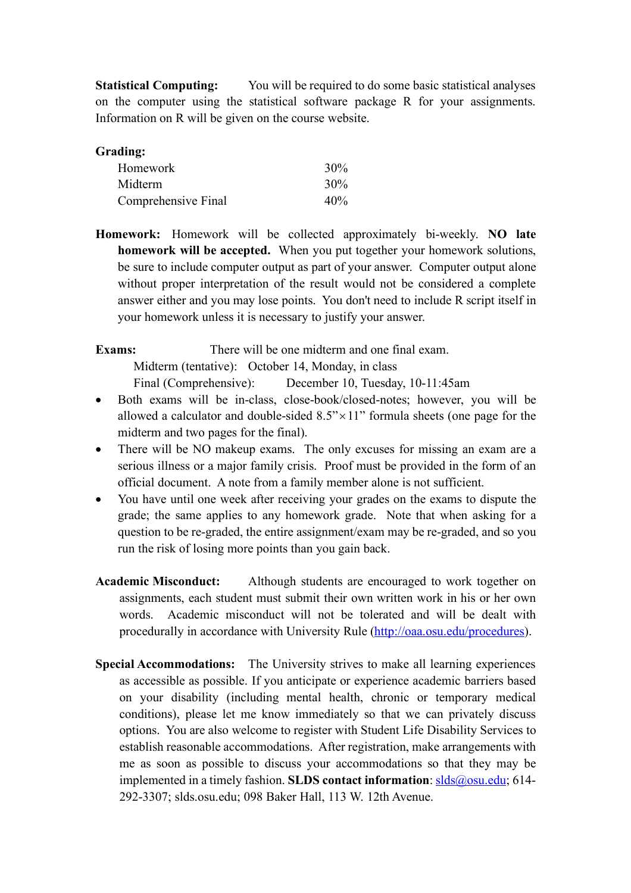**Statistical Computing:** You will be required to do some basic statistical analyses on the computer using the statistical software package R for your assignments. Information on R will be given on the course website.

**Grading:**

| | |
|---|---|
| Homework | 30% |
| Midterm | 30% |
| Comprehensive Final | 40% |

**Homework:** Homework will be collected approximately bi-weekly. **NO late homework will be accepted.** When you put together your homework solutions, be sure to include computer output as part of your answer. Computer output alone without proper interpretation of the result would not be considered a complete answer either and you may lose points. You don't need to include R script itself in your homework unless it is necessary to justify your answer.

**Exams:** There will be one midterm and one final exam.

Midterm (tentative): October 14, Monday, in class

Final (Comprehensive): December 10, Tuesday, 10-11:45am

- Both exams will be in-class, close-book/closed-notes; however, you will be allowed a calculator and double-sided 8.5”×11” formula sheets (one page for the midterm and two pages for the final).
- There will be NO makeup exams. The only excuses for missing an exam are a serious illness or a major family crisis. Proof must be provided in the form of an official document. A note from a family member alone is not sufficient.
- You have until one week after receiving your grades on the exams to dispute the grade; the same applies to any homework grade. Note that when asking for a question to be re-graded, the entire assignment/exam may be re-graded, and so you run the risk of losing more points than you gain back.

**Academic Misconduct:** Although students are encouraged to work together on assignments, each student must submit their own written work in his or her own words. Academic misconduct will not be tolerated and will be dealt with procedurally in accordance with University Rule (http://oaa.osu.edu/procedures).

**Special Accommodations:** The University strives to make all learning experiences as accessible as possible. If you anticipate or experience academic barriers based on your disability (including mental health, chronic or temporary medical conditions), please let me know immediately so that we can privately discuss options. You are also welcome to register with Student Life Disability Services to establish reasonable accommodations. After registration, make arrangements with me as soon as possible to discuss your accommodations so that they may be implemented in a timely fashion. **SLDS contact information**: slds@osu.edu; 614-292-3307; slds.osu.edu; 098 Baker Hall, 113 W. 12th Avenue.